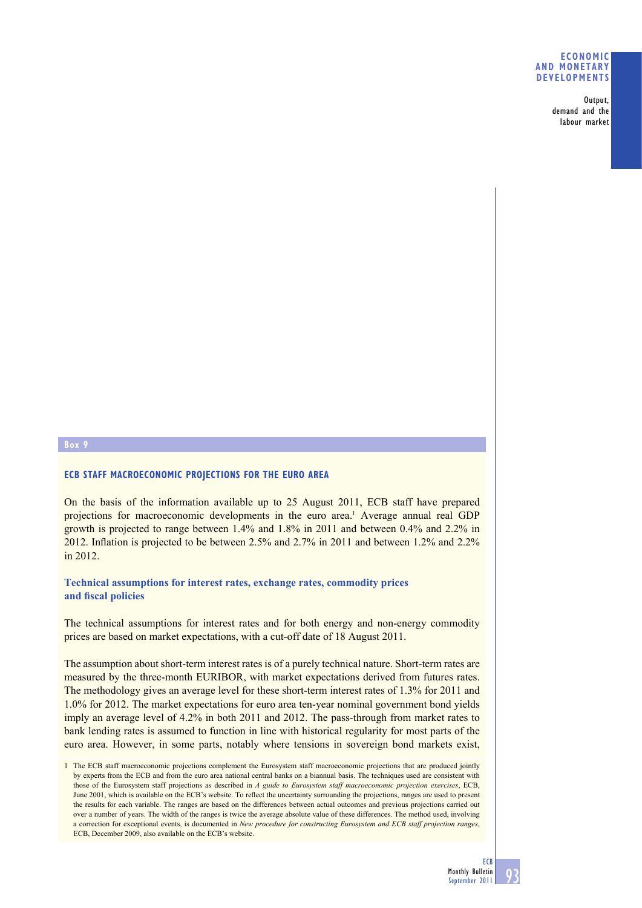## Box 9

### ECB STAFF MACROECONOMIC PROJECTIONS FOR THE EURO AREA

On the basis of the information available up to 25 August 2011, ECB staff have prepared projections for macroeconomic developments in the euro area.[1] Average annual real GDP growth is projected to range between 1.4% and 1.8% in 2011 and between 0.4% and 2.2% in 2012. Inflation is projected to be between 2.5% and 2.7% in 2011 and between 1.2% and 2.2% in 2012.

#### Technical assumptions for interest rates, exchange rates, commodity prices and fiscal policies

The technical assumptions for interest rates and for both energy and non-energy commodity prices are based on market expectations, with a cut-off date of 18 August 2011.

The assumption about short-term interest rates is of a purely technical nature. Short-term rates are measured by the three-month EURIBOR, with market expectations derived from futures rates. The methodology gives an average level for these short-term interest rates of 1.3% for 2011 and 1.0% for 2012. The market expectations for euro area ten-year nominal government bond yields imply an average level of 4.2% in both 2011 and 2012. The pass-through from market rates to bank lending rates is assumed to function in line with historical regularity for most parts of the euro area. However, in some parts, notably where tensions in sovereign bond markets exist,

1 The ECB staff macroeconomic projections complement the Eurosystem staff macroeconomic projections that are produced jointly by experts from the ECB and from the euro area national central banks on a biannual basis. The techniques used are consistent with those of the Eurosystem staff projections as described in *A guide to Eurosystem staff macroeconomic projection exercises*, ECB, June 2001, which is available on the ECB's website. To reflect the uncertainty surrounding the projections, ranges are used to present the results for each variable. The ranges are based on the differences between actual outcomes and previous projections carried out over a number of years. The width of the ranges is twice the average absolute value of these differences. The method used, involving a correction for exceptional events, is documented in *New procedure for constructing Eurosystem and ECB staff projection ranges*, ECB, December 2009, also available on the ECB's website.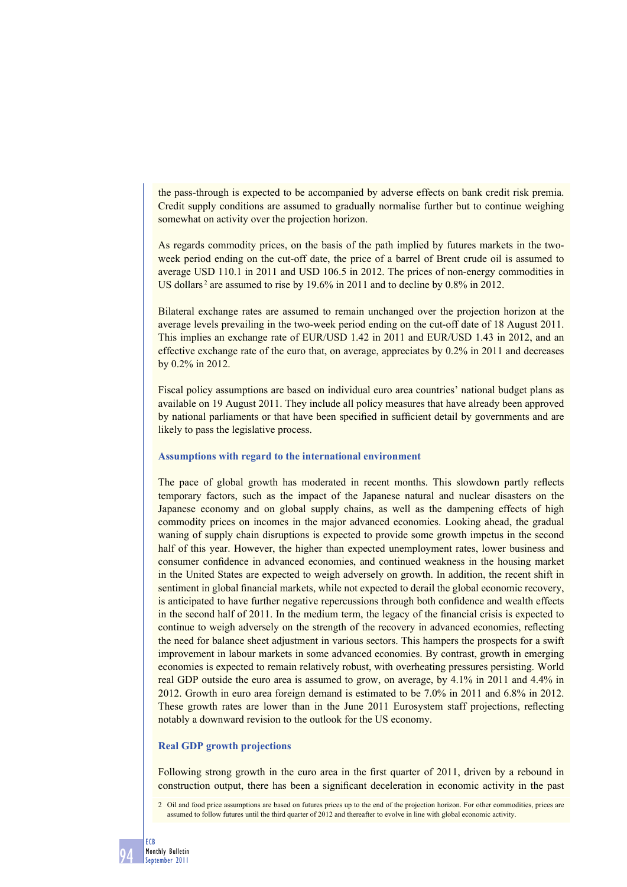the pass-through is expected to be accompanied by adverse effects on bank credit risk premia. Credit supply conditions are assumed to gradually normalise further but to continue weighing somewhat on activity over the projection horizon.

As regards commodity prices, on the basis of the path implied by futures markets in the two-week period ending on the cut-off date, the price of a barrel of Brent crude oil is assumed to average USD 110.1 in 2011 and USD 106.5 in 2012. The prices of non-energy commodities in US dollars[2] are assumed to rise by 19.6% in 2011 and to decline by 0.8% in 2012.

Bilateral exchange rates are assumed to remain unchanged over the projection horizon at the average levels prevailing in the two-week period ending on the cut-off date of 18 August 2011. This implies an exchange rate of EUR/USD 1.42 in 2011 and EUR/USD 1.43 in 2012, and an effective exchange rate of the euro that, on average, appreciates by 0.2% in 2011 and decreases by 0.2% in 2012.

Fiscal policy assumptions are based on individual euro area countries' national budget plans as available on 19 August 2011. They include all policy measures that have already been approved by national parliaments or that have been specified in sufficient detail by governments and are likely to pass the legislative process.

### Assumptions with regard to the international environment

The pace of global growth has moderated in recent months. This slowdown partly reflects temporary factors, such as the impact of the Japanese natural and nuclear disasters on the Japanese economy and on global supply chains, as well as the dampening effects of high commodity prices on incomes in the major advanced economies. Looking ahead, the gradual waning of supply chain disruptions is expected to provide some growth impetus in the second half of this year. However, the higher than expected unemployment rates, lower business and consumer confidence in advanced economies, and continued weakness in the housing market in the United States are expected to weigh adversely on growth. In addition, the recent shift in sentiment in global financial markets, while not expected to derail the global economic recovery, is anticipated to have further negative repercussions through both confidence and wealth effects in the second half of 2011. In the medium term, the legacy of the financial crisis is expected to continue to weigh adversely on the strength of the recovery in advanced economies, reflecting the need for balance sheet adjustment in various sectors. This hampers the prospects for a swift improvement in labour markets in some advanced economies. By contrast, growth in emerging economies is expected to remain relatively robust, with overheating pressures persisting. World real GDP outside the euro area is assumed to grow, on average, by 4.1% in 2011 and 4.4% in 2012. Growth in euro area foreign demand is estimated to be 7.0% in 2011 and 6.8% in 2012. These growth rates are lower than in the June 2011 Eurosystem staff projections, reflecting notably a downward revision to the outlook for the US economy.

### Real GDP growth projections

Following strong growth in the euro area in the first quarter of 2011, driven by a rebound in construction output, there has been a significant deceleration in economic activity in the past

2 Oil and food price assumptions are based on futures prices up to the end of the projection horizon. For other commodities, prices are assumed to follow futures until the third quarter of 2012 and thereafter to evolve in line with global economic activity.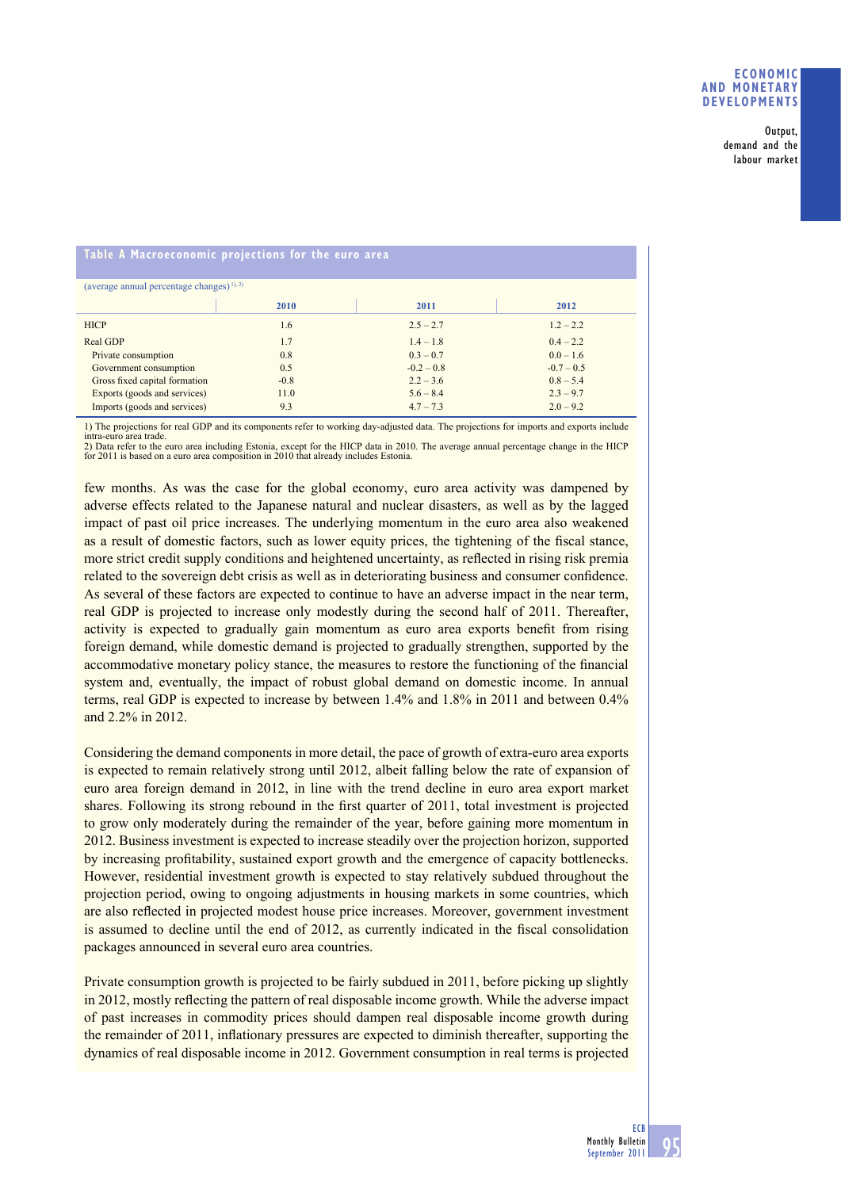**Table A Macroeconomic projections for the euro area**

(average annual percentage changes) [1), 2)]

| | 2010 | 2011 | 2012 |
|---|---|---|---|
| HICP | 1.6 | 2.5 – 2.7 | 1.2 – 2.2 |
| Real GDP | 1.7 | 1.4 – 1.8 | 0.4 – 2.2 |
| Private consumption | 0.8 | 0.3 – 0.7 | 0.0 – 1.6 |
| Government consumption | 0.5 | -0.2 – 0.8 | -0.7 – 0.5 |
| Gross fixed capital formation | -0.8 | 2.2 – 3.6 | 0.8 – 5.4 |
| Exports (goods and services) | 11.0 | 5.6 – 8.4 | 2.3 – 9.7 |
| Imports (goods and services) | 9.3 | 4.7 – 7.3 | 2.0 – 9.2 |

1) The projections for real GDP and its components refer to working day-adjusted data. The projections for imports and exports include intra-euro area trade.
2) Data refer to the euro area including Estonia, except for the HICP data in 2010. The average annual percentage change in the HICP for 2011 is based on a euro area composition in 2010 that already includes Estonia.

few months. As was the case for the global economy, euro area activity was dampened by adverse effects related to the Japanese natural and nuclear disasters, as well as by the lagged impact of past oil price increases. The underlying momentum in the euro area also weakened as a result of domestic factors, such as lower equity prices, the tightening of the fiscal stance, more strict credit supply conditions and heightened uncertainty, as reflected in rising risk premia related to the sovereign debt crisis as well as in deteriorating business and consumer confidence. As several of these factors are expected to continue to have an adverse impact in the near term, real GDP is projected to increase only modestly during the second half of 2011. Thereafter, activity is expected to gradually gain momentum as euro area exports benefit from rising foreign demand, while domestic demand is projected to gradually strengthen, supported by the accommodative monetary policy stance, the measures to restore the functioning of the financial system and, eventually, the impact of robust global demand on domestic income. In annual terms, real GDP is expected to increase by between 1.4% and 1.8% in 2011 and between 0.4% and 2.2% in 2012.

Considering the demand components in more detail, the pace of growth of extra-euro area exports is expected to remain relatively strong until 2012, albeit falling below the rate of expansion of euro area foreign demand in 2012, in line with the trend decline in euro area export market shares. Following its strong rebound in the first quarter of 2011, total investment is projected to grow only moderately during the remainder of the year, before gaining more momentum in 2012. Business investment is expected to increase steadily over the projection horizon, supported by increasing profitability, sustained export growth and the emergence of capacity bottlenecks. However, residential investment growth is expected to stay relatively subdued throughout the projection period, owing to ongoing adjustments in housing markets in some countries, which are also reflected in projected modest house price increases. Moreover, government investment is assumed to decline until the end of 2012, as currently indicated in the fiscal consolidation packages announced in several euro area countries.

Private consumption growth is projected to be fairly subdued in 2011, before picking up slightly in 2012, mostly reflecting the pattern of real disposable income growth. While the adverse impact of past increases in commodity prices should dampen real disposable income growth during the remainder of 2011, inflationary pressures are expected to diminish thereafter, supporting the dynamics of real disposable income in 2012. Government consumption in real terms is projected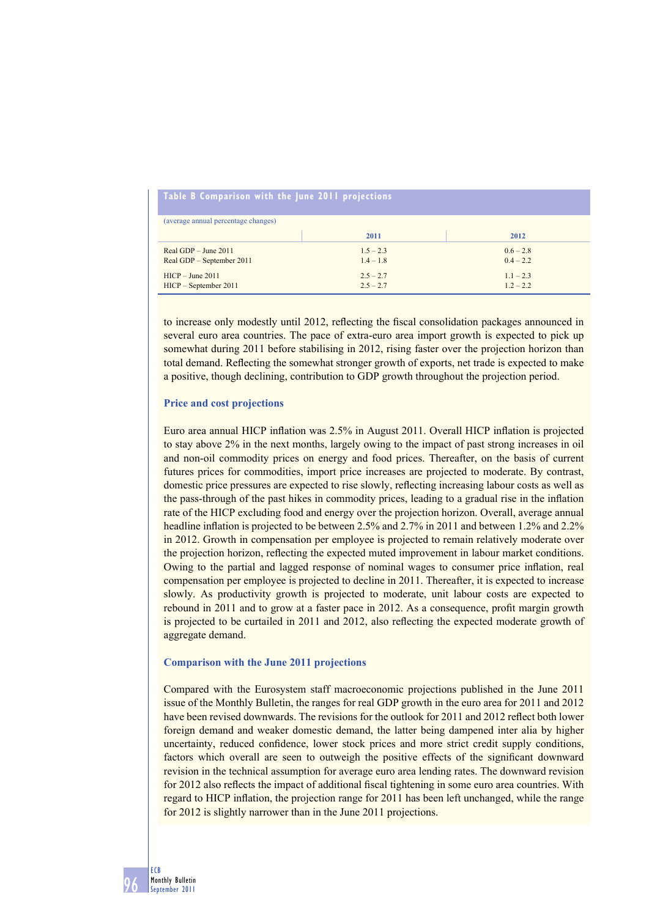**Table B Comparison with the June 2011 projections**

(average annual percentage changes)

| | 2011 | 2012 |
|---|---|---|
| Real GDP – June 2011 | 1.5 – 2.3 | 0.6 – 2.8 |
| Real GDP – September 2011 | 1.4 – 1.8 | 0.4 – 2.2 |
| HICP – June 2011 | 2.5 – 2.7 | 1.1 – 2.3 |
| HICP – September 2011 | 2.5 – 2.7 | 1.2 – 2.2 |

to increase only modestly until 2012, reflecting the fiscal consolidation packages announced in several euro area countries. The pace of extra-euro area import growth is expected to pick up somewhat during 2011 before stabilising in 2012, rising faster over the projection horizon than total demand. Reflecting the somewhat stronger growth of exports, net trade is expected to make a positive, though declining, contribution to GDP growth throughout the projection period.

### Price and cost projections

Euro area annual HICP inflation was 2.5% in August 2011. Overall HICP inflation is projected to stay above 2% in the next months, largely owing to the impact of past strong increases in oil and non-oil commodity prices on energy and food prices. Thereafter, on the basis of current futures prices for commodities, import price increases are projected to moderate. By contrast, domestic price pressures are expected to rise slowly, reflecting increasing labour costs as well as the pass-through of the past hikes in commodity prices, leading to a gradual rise in the inflation rate of the HICP excluding food and energy over the projection horizon. Overall, average annual headline inflation is projected to be between 2.5% and 2.7% in 2011 and between 1.2% and 2.2% in 2012. Growth in compensation per employee is projected to remain relatively moderate over the projection horizon, reflecting the expected muted improvement in labour market conditions. Owing to the partial and lagged response of nominal wages to consumer price inflation, real compensation per employee is projected to decline in 2011. Thereafter, it is expected to increase slowly. As productivity growth is projected to moderate, unit labour costs are expected to rebound in 2011 and to grow at a faster pace in 2012. As a consequence, profit margin growth is projected to be curtailed in 2011 and 2012, also reflecting the expected moderate growth of aggregate demand.

### Comparison with the June 2011 projections

Compared with the Eurosystem staff macroeconomic projections published in the June 2011 issue of the Monthly Bulletin, the ranges for real GDP growth in the euro area for 2011 and 2012 have been revised downwards. The revisions for the outlook for 2011 and 2012 reflect both lower foreign demand and weaker domestic demand, the latter being dampened inter alia by higher uncertainty, reduced confidence, lower stock prices and more strict credit supply conditions, factors which overall are seen to outweigh the positive effects of the significant downward revision in the technical assumption for average euro area lending rates. The downward revision for 2012 also reflects the impact of additional fiscal tightening in some euro area countries. With regard to HICP inflation, the projection range for 2011 has been left unchanged, while the range for 2012 is slightly narrower than in the June 2011 projections.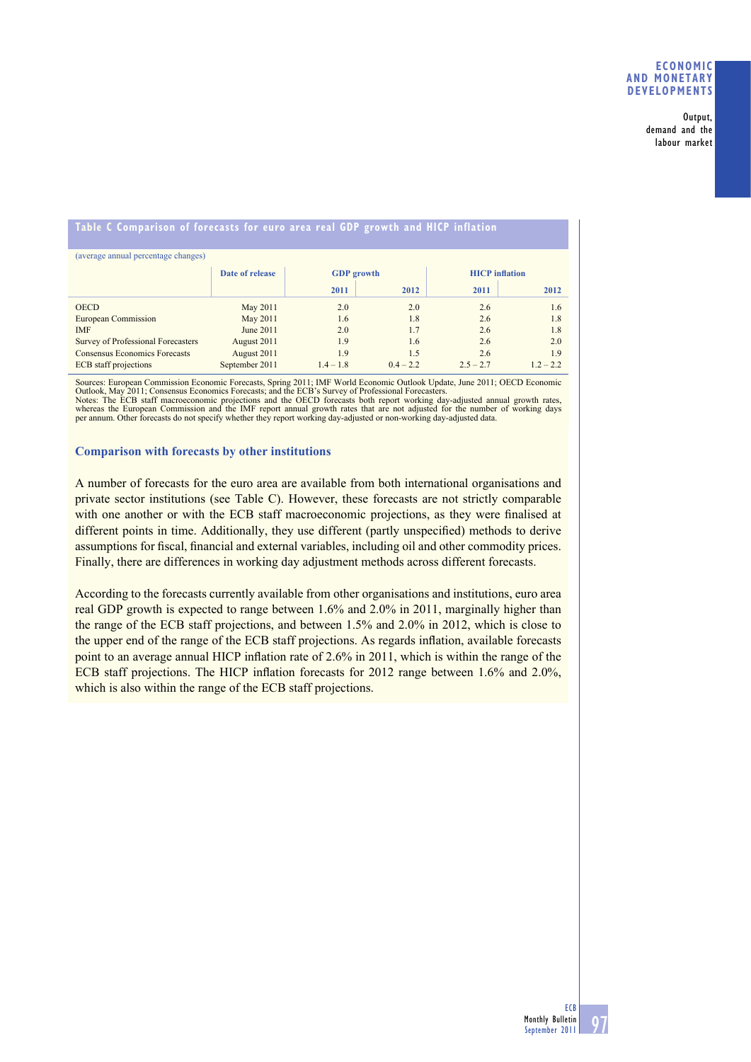**Table C Comparison of forecasts for euro area real GDP growth and HICP inflation**

(average annual percentage changes)

| | Date of release | GDP growth | | HICP inflation | |
|---|---|---|---|---|---|
| | | 2011 | 2012 | 2011 | 2012 |
| OECD | May 2011 | 2.0 | 2.0 | 2.6 | 1.6 |
| European Commission | May 2011 | 1.6 | 1.8 | 2.6 | 1.8 |
| IMF | June 2011 | 2.0 | 1.7 | 2.6 | 1.8 |
| Survey of Professional Forecasters | August 2011 | 1.9 | 1.6 | 2.6 | 2.0 |
| Consensus Economics Forecasts | August 2011 | 1.9 | 1.5 | 2.6 | 1.9 |
| ECB staff projections | September 2011 | 1.4 – 1.8 | 0.4 – 2.2 | 2.5 – 2.7 | 1.2 – 2.2 |

Sources: European Commission Economic Forecasts, Spring 2011; IMF World Economic Outlook Update, June 2011; OECD Economic Outlook, May 2011; Consensus Economics Forecasts; and the ECB's Survey of Professional Forecasters.
Notes: The ECB staff macroeconomic projections and the OECD forecasts both report working day-adjusted annual growth rates, whereas the European Commission and the IMF report annual growth rates that are not adjusted for the number of working days per annum. Other forecasts do not specify whether they report working day-adjusted or non-working day-adjusted data.

### Comparison with forecasts by other institutions

A number of forecasts for the euro area are available from both international organisations and private sector institutions (see Table C). However, these forecasts are not strictly comparable with one another or with the ECB staff macroeconomic projections, as they were finalised at different points in time. Additionally, they use different (partly unspecified) methods to derive assumptions for fiscal, financial and external variables, including oil and other commodity prices. Finally, there are differences in working day adjustment methods across different forecasts.

According to the forecasts currently available from other organisations and institutions, euro area real GDP growth is expected to range between 1.6% and 2.0% in 2011, marginally higher than the range of the ECB staff projections, and between 1.5% and 2.0% in 2012, which is close to the upper end of the range of the ECB staff projections. As regards inflation, available forecasts point to an average annual HICP inflation rate of 2.6% in 2011, which is within the range of the ECB staff projections. The HICP inflation forecasts for 2012 range between 1.6% and 2.0%, which is also within the range of the ECB staff projections.